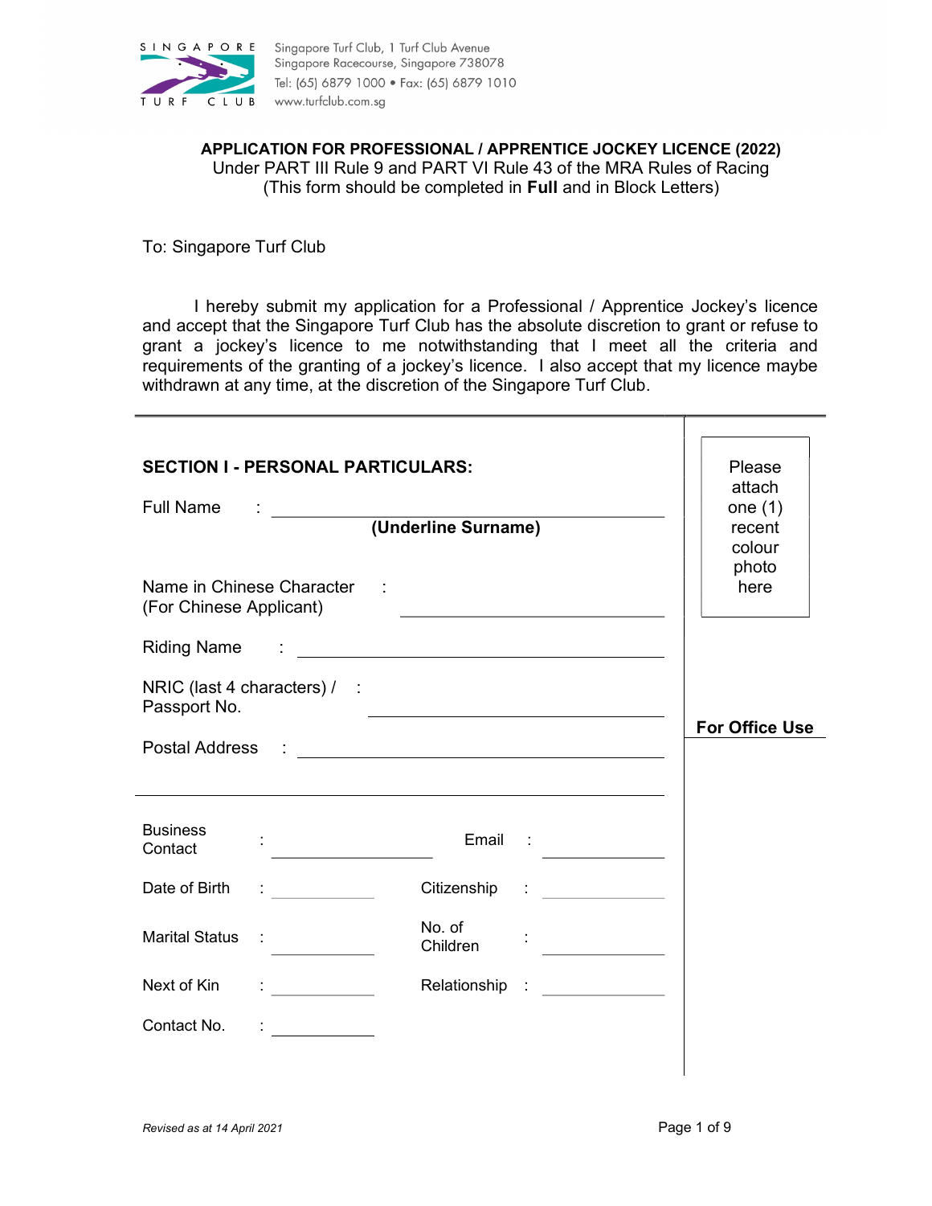SINGAPORE TURF CLUB

Singapore Turf Club, 1 Turf Club Avenue
Singapore Racecourse, Singapore 738078
Tel: (65) 6879 1000 • Fax: (65) 6879 1010
www.turfclub.com.sg

**APPLICATION FOR PROFESSIONAL / APPRENTICE JOCKEY LICENCE (2022)**
Under PART III Rule 9 and PART VI Rule 43 of the MRA Rules of Racing
(This form should be completed in **Full** and in Block Letters)

To: Singapore Turf Club

I hereby submit my application for a Professional / Apprentice Jockey's licence and accept that the Singapore Turf Club has the absolute discretion to grant or refuse to grant a jockey's licence to me notwithstanding that I meet all the criteria and requirements of the granting of a jockey's licence. I also accept that my licence maybe withdrawn at any time, at the discretion of the Singapore Turf Club.

---

## SECTION I - PERSONAL PARTICULARS:

Please attach one (1) recent colour photo here

Full Name : ______________________________
**(Underline Surname)**

Name in Chinese Character (For Chinese Applicant) : ______________________________

Riding Name : ______________________________

NRIC (last 4 characters) / Passport No. : ______________________________

Postal Address : ______________________________

______________________________

**For Office Use**

| | | | |
|---|---|---|---|
| Business Contact : | ____________ | Email : | ____________ |
| Date of Birth : | ____________ | Citizenship : | ____________ |
| Marital Status : | ____________ | No. of Children : | ____________ |
| Next of Kin : | ____________ | Relationship : | ____________ |
| Contact No. : | ____________ | | |

*Revised as at 14 April 2021*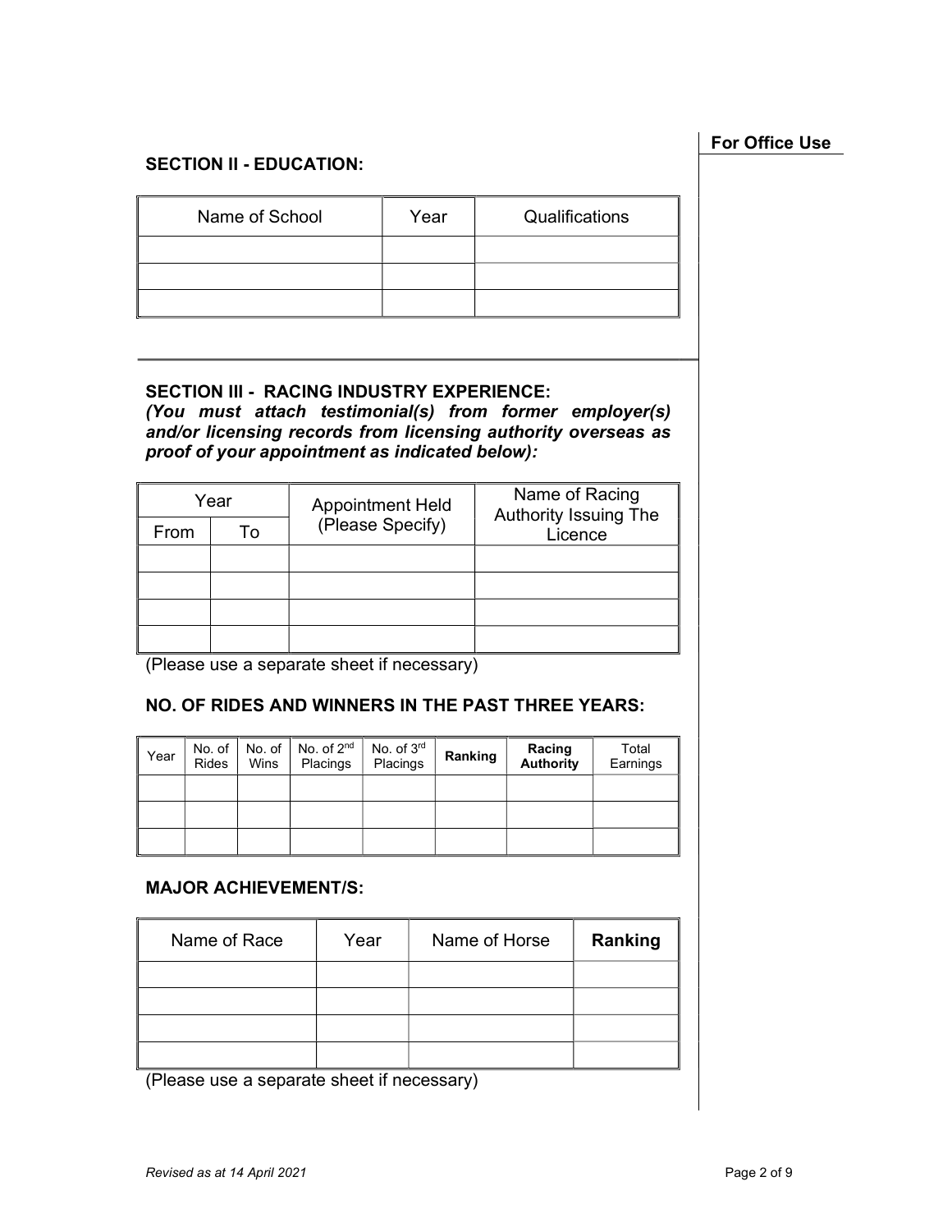For Office Use

## SECTION II - EDUCATION:

| Name of School | Year | Qualifications |
|---|---|---|
| | | |
| | | |
| | | |

## SECTION III - RACING INDUSTRY EXPERIENCE:

***(You must attach testimonial(s) from former employer(s) and/or licensing records from licensing authority overseas as proof of your appointment as indicated below):***

| Year | | Appointment Held (Please Specify) | Name of Racing Authority Issuing The Licence |
|---|---|---|---|
| From | To | | |
| | | | |
| | | | |
| | | | |
| | | | |

(Please use a separate sheet if necessary)

## NO. OF RIDES AND WINNERS IN THE PAST THREE YEARS:

| Year | No. of Rides | No. of Wins | No. of 2nd Placings | No. of 3rd Placings | **Ranking** | **Racing Authority** | Total Earnings |
|---|---|---|---|---|---|---|---|
| | | | | | | | |
| | | | | | | | |
| | | | | | | | |

## MAJOR ACHIEVEMENT/S:

| Name of Race | Year | Name of Horse | **Ranking** |
|---|---|---|---|
| | | | |
| | | | |
| | | | |
| | | | |

(Please use a separate sheet if necessary)

*Revised as at 14 April 2021*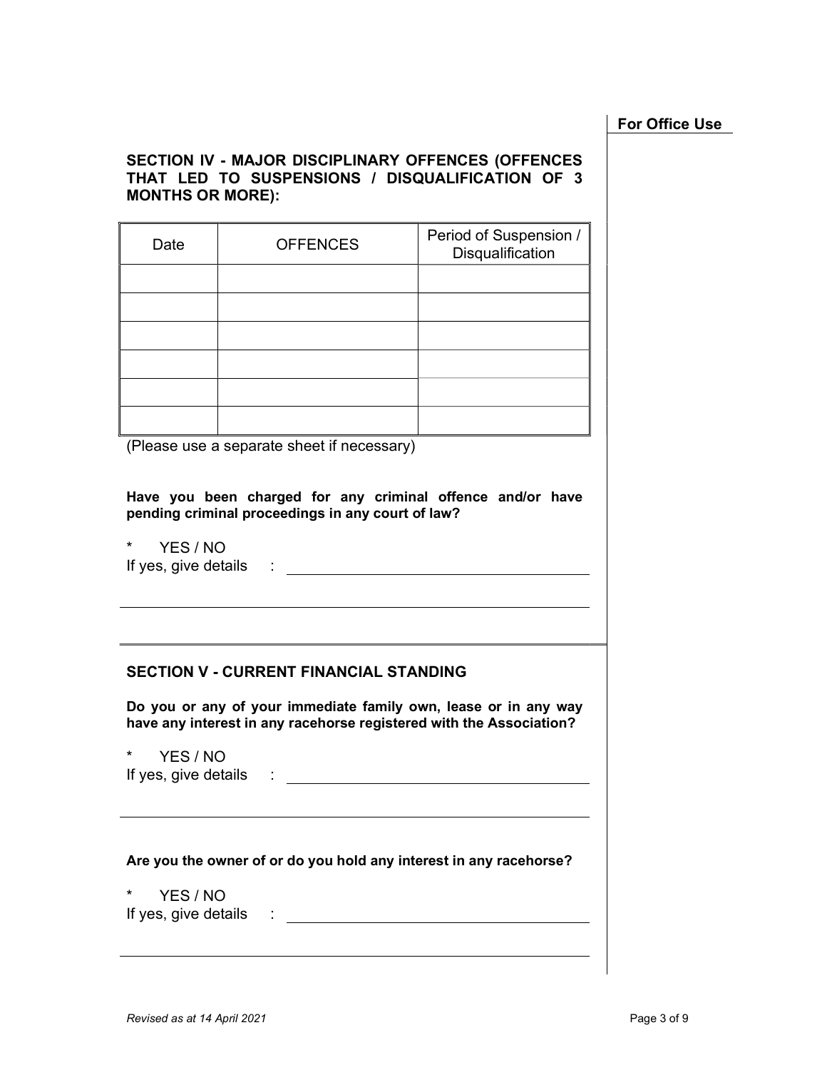**For Office Use**

## SECTION IV - MAJOR DISCIPLINARY OFFENCES (OFFENCES THAT LED TO SUSPENSIONS / DISQUALIFICATION OF 3 MONTHS OR MORE):

| Date | OFFENCES | Period of Suspension / Disqualification |
|---|---|---|
| | | |
| | | |
| | | |
| | | |
| | | |
| | | |

(Please use a separate sheet if necessary)

**Have you been charged for any criminal offence and/or have pending criminal proceedings in any court of law?**

\* YES / NO

If yes, give details : ______________________________

______________________________________________

## SECTION V - CURRENT FINANCIAL STANDING

**Do you or any of your immediate family own, lease or in any way have any interest in any racehorse registered with the Association?**

\* YES / NO

If yes, give details : ______________________________

______________________________________________

**Are you the owner of or do you hold any interest in any racehorse?**

\* YES / NO

If yes, give details : ______________________________

______________________________________________

*Revised as at 14 April 2021*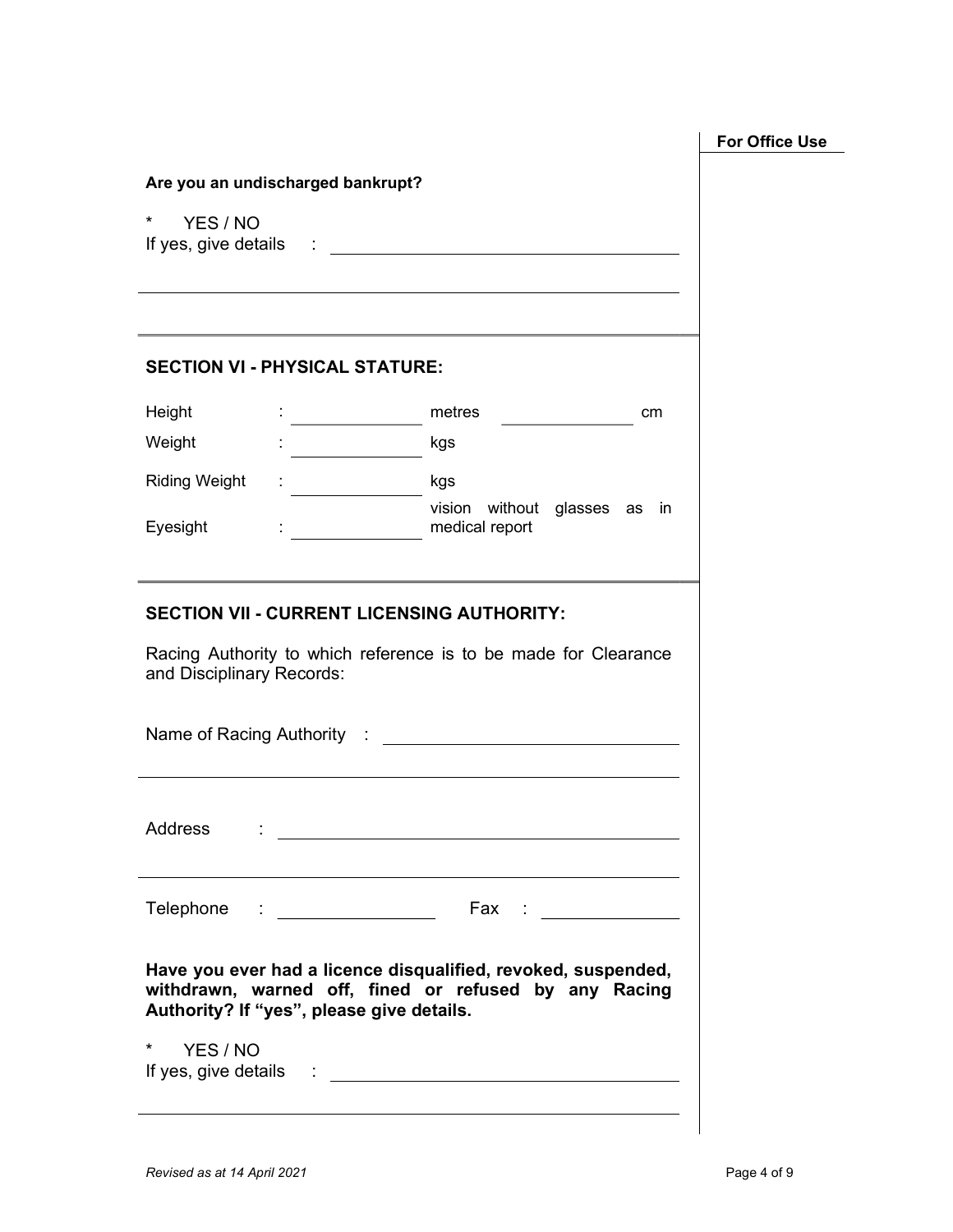**For Office Use**

**Are you an undischarged bankrupt?**

\* YES / NO

If yes, give details : \_\_\_\_\_\_\_\_\_\_\_\_\_\_\_\_\_\_\_\_\_\_\_\_\_\_\_\_\_\_\_\_

\_\_\_\_\_\_\_\_\_\_\_\_\_\_\_\_\_\_\_\_\_\_\_\_\_\_\_\_\_\_\_\_\_\_\_\_\_\_\_\_\_\_\_\_\_\_\_\_\_\_\_\_

## SECTION VI - PHYSICAL STATURE:

| | | | |
|---|---|---|---|
| Height | : \_\_\_\_\_\_\_\_\_\_ | metres | \_\_\_\_\_\_\_\_\_\_ cm |
| Weight | : \_\_\_\_\_\_\_\_\_\_ | kgs | |
| Riding Weight | : \_\_\_\_\_\_\_\_\_\_ | kgs | |
| Eyesight | : \_\_\_\_\_\_\_\_\_\_ | vision without glasses as in medical report | |

## SECTION VII - CURRENT LICENSING AUTHORITY:

Racing Authority to which reference is to be made for Clearance and Disciplinary Records:

Name of Racing Authority : \_\_\_\_\_\_\_\_\_\_\_\_\_\_\_\_\_\_\_\_\_\_\_\_\_\_\_\_\_\_

\_\_\_\_\_\_\_\_\_\_\_\_\_\_\_\_\_\_\_\_\_\_\_\_\_\_\_\_\_\_\_\_\_\_\_\_\_\_\_\_\_\_\_\_\_\_\_\_\_\_\_\_

Address : \_\_\_\_\_\_\_\_\_\_\_\_\_\_\_\_\_\_\_\_\_\_\_\_\_\_\_\_\_\_\_\_\_\_\_\_\_\_\_\_

\_\_\_\_\_\_\_\_\_\_\_\_\_\_\_\_\_\_\_\_\_\_\_\_\_\_\_\_\_\_\_\_\_\_\_\_\_\_\_\_\_\_\_\_\_\_\_\_\_\_\_\_

Telephone : \_\_\_\_\_\_\_\_\_\_\_\_\_\_\_\_ Fax : \_\_\_\_\_\_\_\_\_\_\_\_\_\_

**Have you ever had a licence disqualified, revoked, suspended, withdrawn, warned off, fined or refused by any Racing Authority? If "yes", please give details.**

\* YES / NO

If yes, give details : \_\_\_\_\_\_\_\_\_\_\_\_\_\_\_\_\_\_\_\_\_\_\_\_\_\_\_\_\_\_\_\_

\_\_\_\_\_\_\_\_\_\_\_\_\_\_\_\_\_\_\_\_\_\_\_\_\_\_\_\_\_\_\_\_\_\_\_\_\_\_\_\_\_\_\_\_\_\_\_\_\_\_\_\_

*Revised as at 14 April 2021*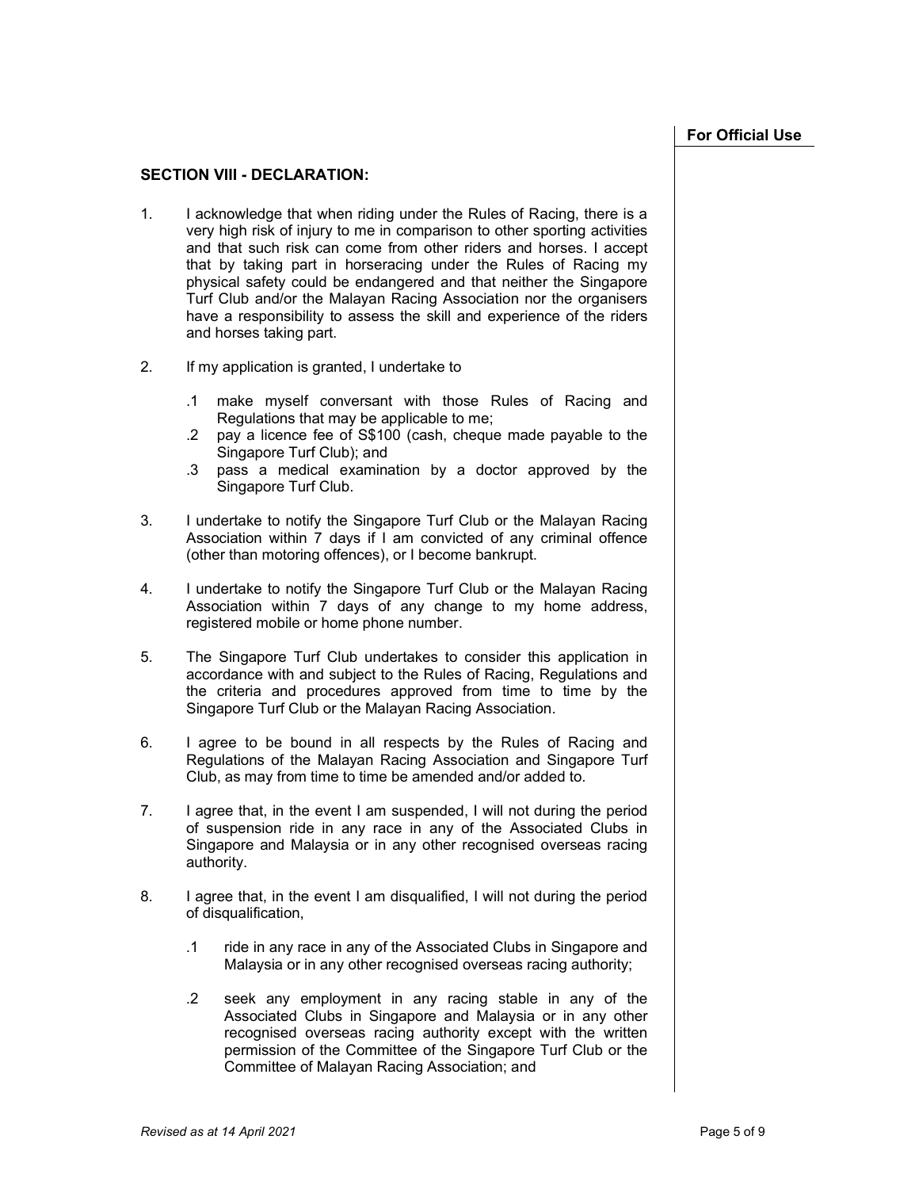**For Official Use**

## SECTION VIII - DECLARATION:

1. I acknowledge that when riding under the Rules of Racing, there is a very high risk of injury to me in comparison to other sporting activities and that such risk can come from other riders and horses. I accept that by taking part in horseracing under the Rules of Racing my physical safety could be endangered and that neither the Singapore Turf Club and/or the Malayan Racing Association nor the organisers have a responsibility to assess the skill and experience of the riders and horses taking part.

2. If my application is granted, I undertake to

   .1 make myself conversant with those Rules of Racing and Regulations that may be applicable to me;
   .2 pay a licence fee of S$100 (cash, cheque made payable to the Singapore Turf Club); and
   .3 pass a medical examination by a doctor approved by the Singapore Turf Club.

3. I undertake to notify the Singapore Turf Club or the Malayan Racing Association within 7 days if I am convicted of any criminal offence (other than motoring offences), or I become bankrupt.

4. I undertake to notify the Singapore Turf Club or the Malayan Racing Association within 7 days of any change to my home address, registered mobile or home phone number.

5. The Singapore Turf Club undertakes to consider this application in accordance with and subject to the Rules of Racing, Regulations and the criteria and procedures approved from time to time by the Singapore Turf Club or the Malayan Racing Association.

6. I agree to be bound in all respects by the Rules of Racing and Regulations of the Malayan Racing Association and Singapore Turf Club, as may from time to time be amended and/or added to.

7. I agree that, in the event I am suspended, I will not during the period of suspension ride in any race in any of the Associated Clubs in Singapore and Malaysia or in any other recognised overseas racing authority.

8. I agree that, in the event I am disqualified, I will not during the period of disqualification,

   .1 ride in any race in any of the Associated Clubs in Singapore and Malaysia or in any other recognised overseas racing authority;

   .2 seek any employment in any racing stable in any of the Associated Clubs in Singapore and Malaysia or in any other recognised overseas racing authority except with the written permission of the Committee of the Singapore Turf Club or the Committee of Malayan Racing Association; and

*Revised as at 14 April 2021*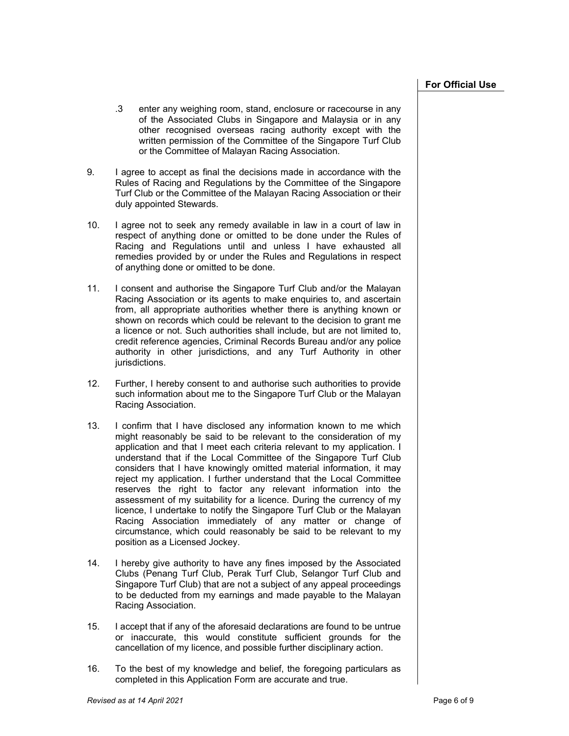**For Official Use**

.3 enter any weighing room, stand, enclosure or racecourse in any of the Associated Clubs in Singapore and Malaysia or in any other recognised overseas racing authority except with the written permission of the Committee of the Singapore Turf Club or the Committee of Malayan Racing Association.

9. I agree to accept as final the decisions made in accordance with the Rules of Racing and Regulations by the Committee of the Singapore Turf Club or the Committee of the Malayan Racing Association or their duly appointed Stewards.

10. I agree not to seek any remedy available in law in a court of law in respect of anything done or omitted to be done under the Rules of Racing and Regulations until and unless I have exhausted all remedies provided by or under the Rules and Regulations in respect of anything done or omitted to be done.

11. I consent and authorise the Singapore Turf Club and/or the Malayan Racing Association or its agents to make enquiries to, and ascertain from, all appropriate authorities whether there is anything known or shown on records which could be relevant to the decision to grant me a licence or not. Such authorities shall include, but are not limited to, credit reference agencies, Criminal Records Bureau and/or any police authority in other jurisdictions, and any Turf Authority in other jurisdictions.

12. Further, I hereby consent to and authorise such authorities to provide such information about me to the Singapore Turf Club or the Malayan Racing Association.

13. I confirm that I have disclosed any information known to me which might reasonably be said to be relevant to the consideration of my application and that I meet each criteria relevant to my application. I understand that if the Local Committee of the Singapore Turf Club considers that I have knowingly omitted material information, it may reject my application. I further understand that the Local Committee reserves the right to factor any relevant information into the assessment of my suitability for a licence. During the currency of my licence, I undertake to notify the Singapore Turf Club or the Malayan Racing Association immediately of any matter or change of circumstance, which could reasonably be said to be relevant to my position as a Licensed Jockey.

14. I hereby give authority to have any fines imposed by the Associated Clubs (Penang Turf Club, Perak Turf Club, Selangor Turf Club and Singapore Turf Club) that are not a subject of any appeal proceedings to be deducted from my earnings and made payable to the Malayan Racing Association.

15. I accept that if any of the aforesaid declarations are found to be untrue or inaccurate, this would constitute sufficient grounds for the cancellation of my licence, and possible further disciplinary action.

16. To the best of my knowledge and belief, the foregoing particulars as completed in this Application Form are accurate and true.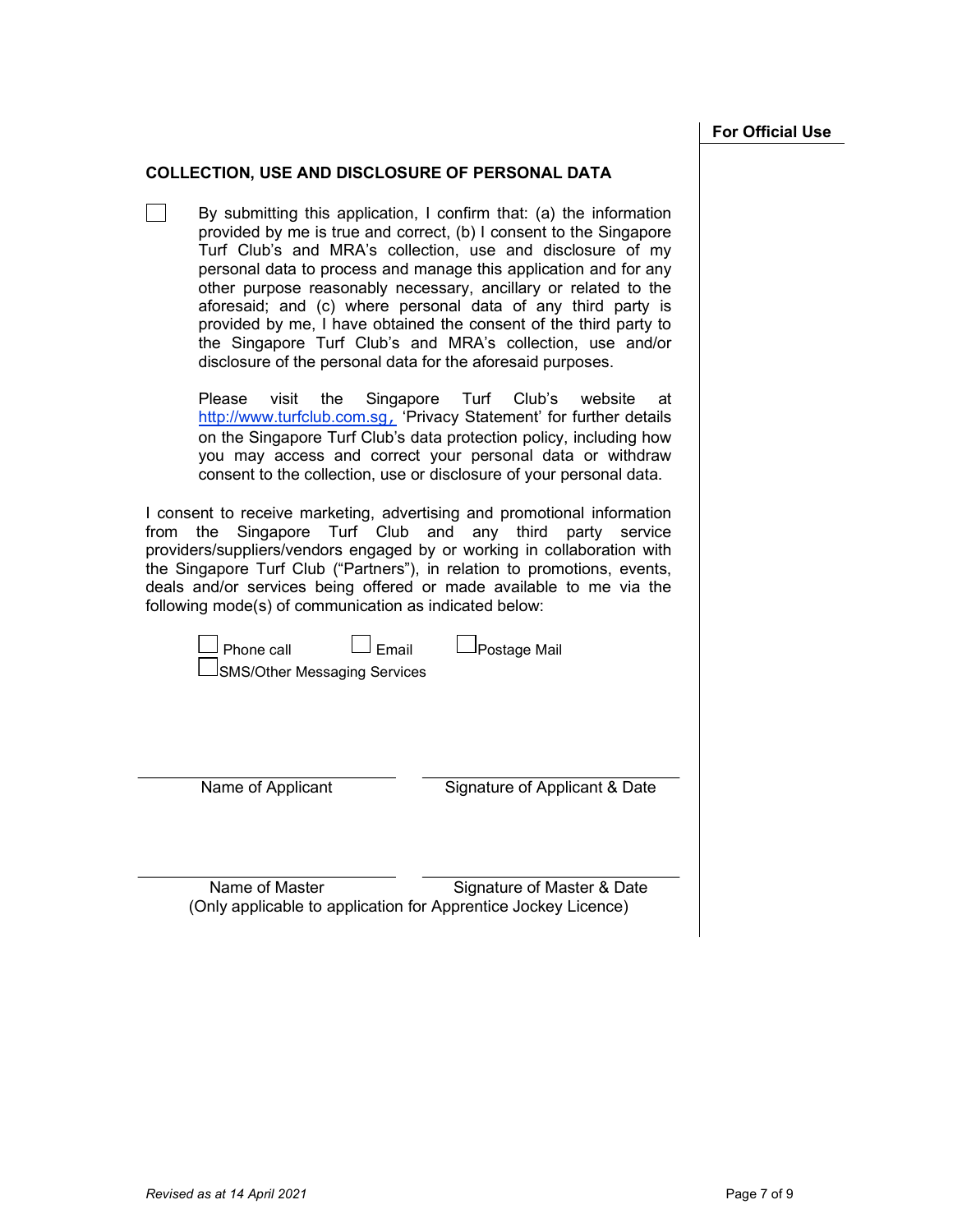**For Official Use**

## COLLECTION, USE AND DISCLOSURE OF PERSONAL DATA

☐ By submitting this application, I confirm that: (a) the information provided by me is true and correct, (b) I consent to the Singapore Turf Club's and MRA's collection, use and disclosure of my personal data to process and manage this application and for any other purpose reasonably necessary, ancillary or related to the aforesaid; and (c) where personal data of any third party is provided by me, I have obtained the consent of the third party to the Singapore Turf Club's and MRA's collection, use and/or disclosure of the personal data for the aforesaid purposes.

Please visit the Singapore Turf Club's website at http://www.turfclub.com.sg, 'Privacy Statement' for further details on the Singapore Turf Club's data protection policy, including how you may access and correct your personal data or withdraw consent to the collection, use or disclosure of your personal data.

I consent to receive marketing, advertising and promotional information from the Singapore Turf Club and any third party service providers/suppliers/vendors engaged by or working in collaboration with the Singapore Turf Club ("Partners"), in relation to promotions, events, deals and/or services being offered or made available to me via the following mode(s) of communication as indicated below:

☐ Phone call ☐ Email ☐ Postage Mail
☐ SMS/Other Messaging Services

| ______________________ | ______________________ |
|---|---|
| Name of Applicant | Signature of Applicant & Date |

| ______________________ | ______________________ |
|---|---|
| Name of Master | Signature of Master & Date |

(Only applicable to application for Apprentice Jockey Licence)

*Revised as at 14 April 2021*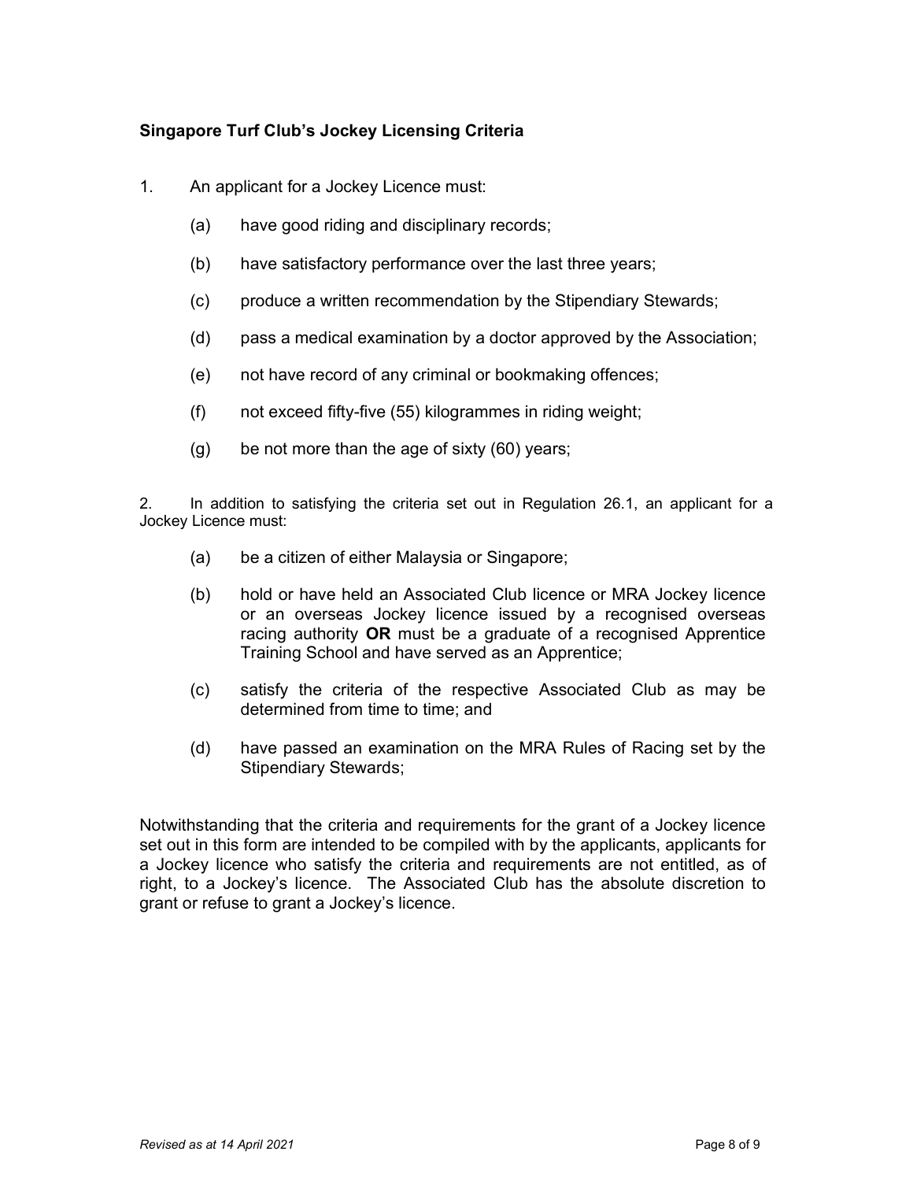**Singapore Turf Club's Jockey Licensing Criteria**

1. An applicant for a Jockey Licence must:

    (a) have good riding and disciplinary records;

    (b) have satisfactory performance over the last three years;

    (c) produce a written recommendation by the Stipendiary Stewards;

    (d) pass a medical examination by a doctor approved by the Association;

    (e) not have record of any criminal or bookmaking offences;

    (f) not exceed fifty-five (55) kilogrammes in riding weight;

    (g) be not more than the age of sixty (60) years;

2. In addition to satisfying the criteria set out in Regulation 26.1, an applicant for a Jockey Licence must:

    (a) be a citizen of either Malaysia or Singapore;

    (b) hold or have held an Associated Club licence or MRA Jockey licence or an overseas Jockey licence issued by a recognised overseas racing authority **OR** must be a graduate of a recognised Apprentice Training School and have served as an Apprentice;

    (c) satisfy the criteria of the respective Associated Club as may be determined from time to time; and

    (d) have passed an examination on the MRA Rules of Racing set by the Stipendiary Stewards;

Notwithstanding that the criteria and requirements for the grant of a Jockey licence set out in this form are intended to be compiled with by the applicants, applicants for a Jockey licence who satisfy the criteria and requirements are not entitled, as of right, to a Jockey's licence. The Associated Club has the absolute discretion to grant or refuse to grant a Jockey's licence.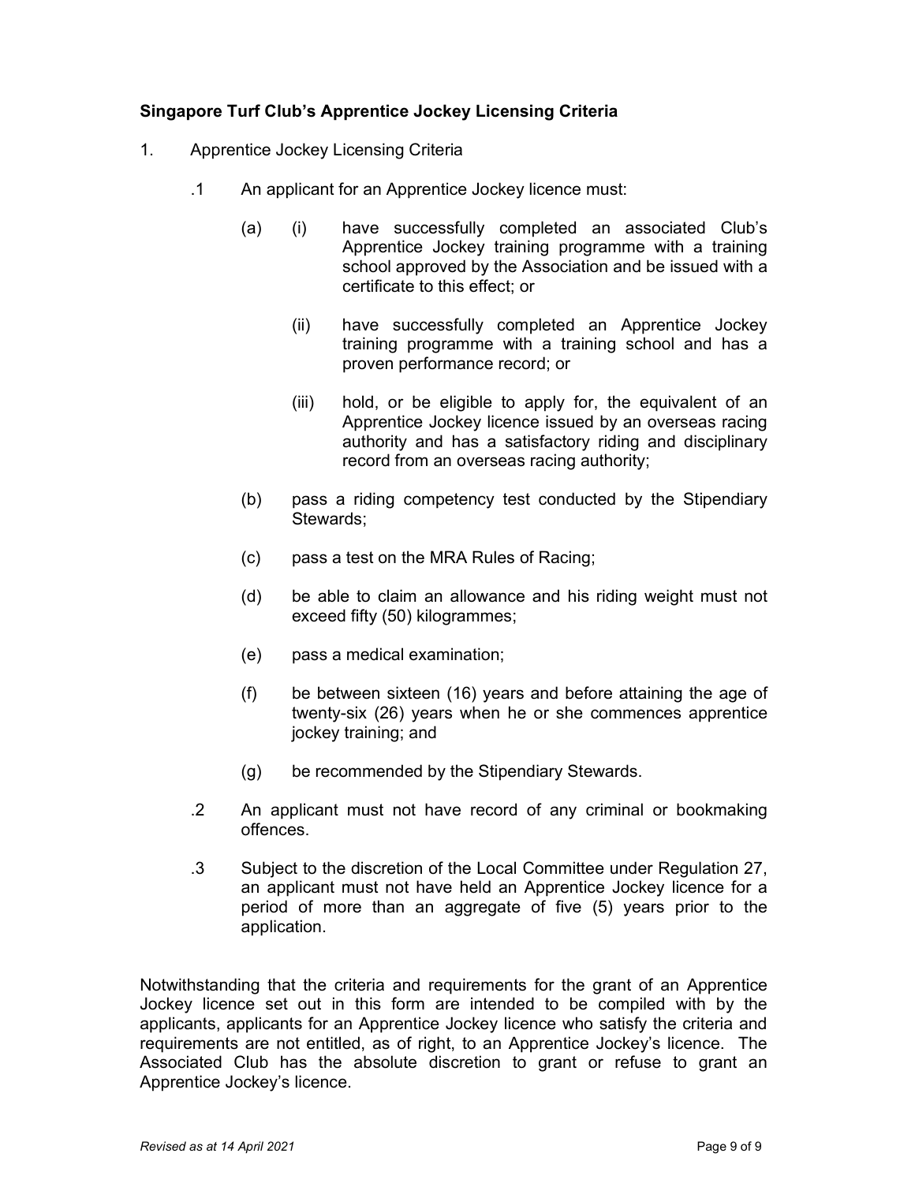**Singapore Turf Club's Apprentice Jockey Licensing Criteria**

1. Apprentice Jockey Licensing Criteria

 .1 An applicant for an Apprentice Jockey licence must:

 (a) (i) have successfully completed an associated Club's Apprentice Jockey training programme with a training school approved by the Association and be issued with a certificate to this effect; or

 (ii) have successfully completed an Apprentice Jockey training programme with a training school and has a proven performance record; or

 (iii) hold, or be eligible to apply for, the equivalent of an Apprentice Jockey licence issued by an overseas racing authority and has a satisfactory riding and disciplinary record from an overseas racing authority;

 (b) pass a riding competency test conducted by the Stipendiary Stewards;

 (c) pass a test on the MRA Rules of Racing;

 (d) be able to claim an allowance and his riding weight must not exceed fifty (50) kilogrammes;

 (e) pass a medical examination;

 (f) be between sixteen (16) years and before attaining the age of twenty-six (26) years when he or she commences apprentice jockey training; and

 (g) be recommended by the Stipendiary Stewards.

 .2 An applicant must not have record of any criminal or bookmaking offences.

 .3 Subject to the discretion of the Local Committee under Regulation 27, an applicant must not have held an Apprentice Jockey licence for a period of more than an aggregate of five (5) years prior to the application.

Notwithstanding that the criteria and requirements for the grant of an Apprentice Jockey licence set out in this form are intended to be compiled with by the applicants, applicants for an Apprentice Jockey licence who satisfy the criteria and requirements are not entitled, as of right, to an Apprentice Jockey's licence. The Associated Club has the absolute discretion to grant or refuse to grant an Apprentice Jockey's licence.

*Revised as at 14 April 2021*